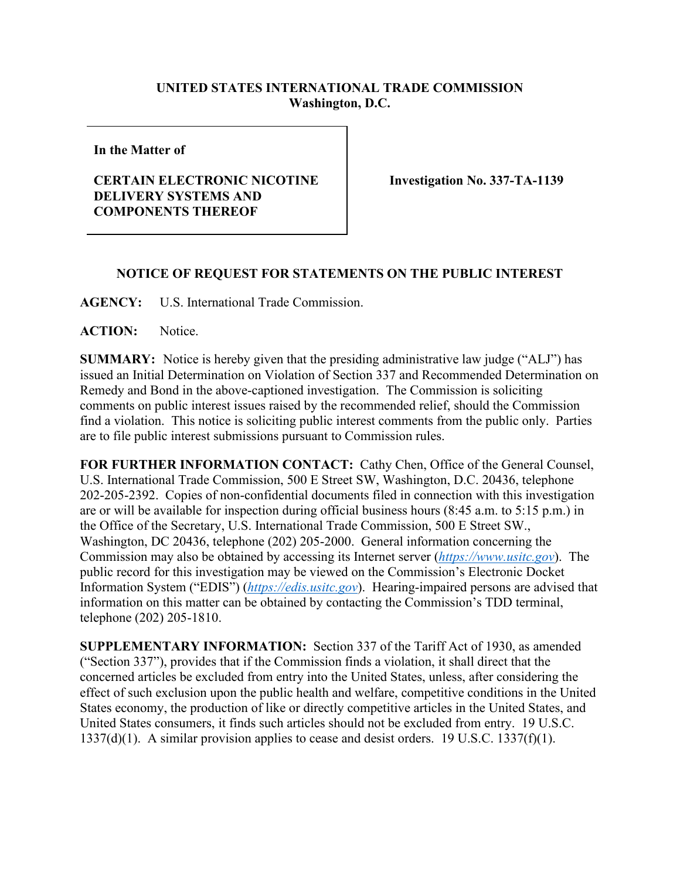**UNITED STATES INTERNATIONAL TRADE COMMISSION**
**Washington, D.C.**

**In the Matter of**

**CERTAIN ELECTRONIC NICOTINE DELIVERY SYSTEMS AND COMPONENTS THEREOF**

**Investigation No. 337-TA-1139**

**NOTICE OF REQUEST FOR STATEMENTS ON THE PUBLIC INTEREST**

**AGENCY:** U.S. International Trade Commission.

**ACTION:** Notice.

**SUMMARY:** Notice is hereby given that the presiding administrative law judge ("ALJ") has issued an Initial Determination on Violation of Section 337 and Recommended Determination on Remedy and Bond in the above-captioned investigation. The Commission is soliciting comments on public interest issues raised by the recommended relief, should the Commission find a violation. This notice is soliciting public interest comments from the public only. Parties are to file public interest submissions pursuant to Commission rules.

**FOR FURTHER INFORMATION CONTACT:** Cathy Chen, Office of the General Counsel, U.S. International Trade Commission, 500 E Street SW, Washington, D.C. 20436, telephone 202-205-2392. Copies of non-confidential documents filed in connection with this investigation are or will be available for inspection during official business hours (8:45 a.m. to 5:15 p.m.) in the Office of the Secretary, U.S. International Trade Commission, 500 E Street SW., Washington, DC 20436, telephone (202) 205-2000. General information concerning the Commission may also be obtained by accessing its Internet server (*https://www.usitc.gov*). The public record for this investigation may be viewed on the Commission's Electronic Docket Information System ("EDIS") (*https://edis.usitc.gov*). Hearing-impaired persons are advised that information on this matter can be obtained by contacting the Commission's TDD terminal, telephone (202) 205-1810.

**SUPPLEMENTARY INFORMATION:** Section 337 of the Tariff Act of 1930, as amended ("Section 337"), provides that if the Commission finds a violation, it shall direct that the concerned articles be excluded from entry into the United States, unless, after considering the effect of such exclusion upon the public health and welfare, competitive conditions in the United States economy, the production of like or directly competitive articles in the United States, and United States consumers, it finds such articles should not be excluded from entry. 19 U.S.C. 1337(d)(1). A similar provision applies to cease and desist orders. 19 U.S.C. 1337(f)(1).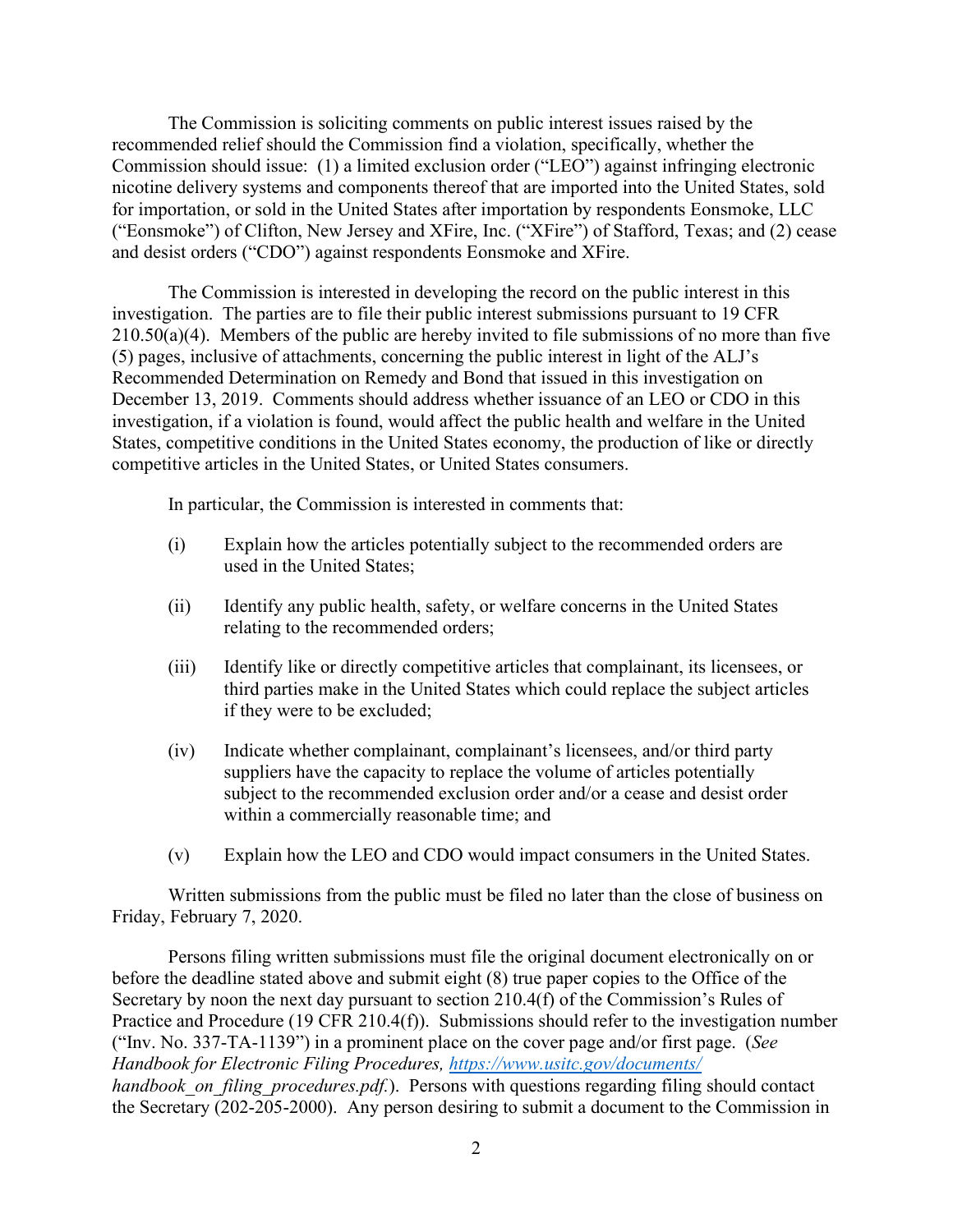The Commission is soliciting comments on public interest issues raised by the recommended relief should the Commission find a violation, specifically, whether the Commission should issue: (1) a limited exclusion order ("LEO") against infringing electronic nicotine delivery systems and components thereof that are imported into the United States, sold for importation, or sold in the United States after importation by respondents Eonsmoke, LLC ("Eonsmoke") of Clifton, New Jersey and XFire, Inc. ("XFire") of Stafford, Texas; and (2) cease and desist orders ("CDO") against respondents Eonsmoke and XFire.

The Commission is interested in developing the record on the public interest in this investigation. The parties are to file their public interest submissions pursuant to 19 CFR 210.50(a)(4). Members of the public are hereby invited to file submissions of no more than five (5) pages, inclusive of attachments, concerning the public interest in light of the ALJ's Recommended Determination on Remedy and Bond that issued in this investigation on December 13, 2019. Comments should address whether issuance of an LEO or CDO in this investigation, if a violation is found, would affect the public health and welfare in the United States, competitive conditions in the United States economy, the production of like or directly competitive articles in the United States, or United States consumers.

In particular, the Commission is interested in comments that:

(i) Explain how the articles potentially subject to the recommended orders are used in the United States;

(ii) Identify any public health, safety, or welfare concerns in the United States relating to the recommended orders;

(iii) Identify like or directly competitive articles that complainant, its licensees, or third parties make in the United States which could replace the subject articles if they were to be excluded;

(iv) Indicate whether complainant, complainant's licensees, and/or third party suppliers have the capacity to replace the volume of articles potentially subject to the recommended exclusion order and/or a cease and desist order within a commercially reasonable time; and

(v) Explain how the LEO and CDO would impact consumers in the United States.

Written submissions from the public must be filed no later than the close of business on Friday, February 7, 2020.

Persons filing written submissions must file the original document electronically on or before the deadline stated above and submit eight (8) true paper copies to the Office of the Secretary by noon the next day pursuant to section 210.4(f) of the Commission's Rules of Practice and Procedure (19 CFR 210.4(f)). Submissions should refer to the investigation number ("Inv. No. 337-TA-1139") in a prominent place on the cover page and/or first page. (*See Handbook for Electronic Filing Procedures,* [https://www.usitc.gov/documents/handbook_on_filing_procedures.pdf](https://www.usitc.gov/documents/handbook_on_filing_procedures.pdf).). Persons with questions regarding filing should contact the Secretary (202-205-2000). Any person desiring to submit a document to the Commission in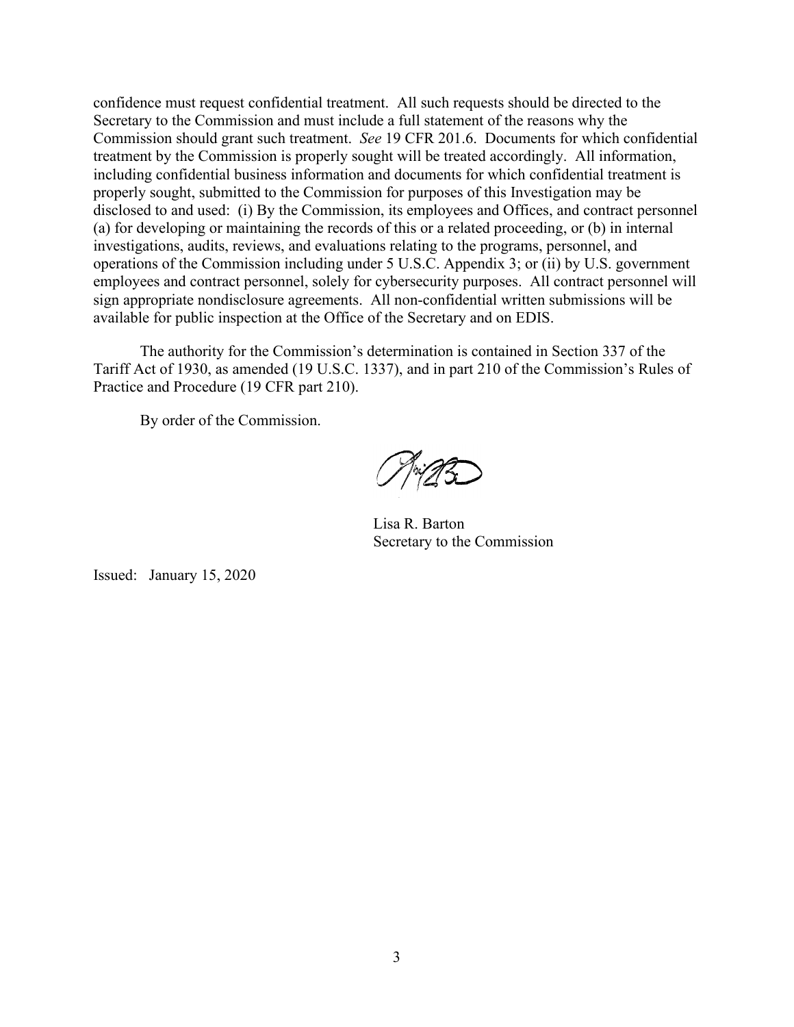confidence must request confidential treatment. All such requests should be directed to the Secretary to the Commission and must include a full statement of the reasons why the Commission should grant such treatment. *See* 19 CFR 201.6. Documents for which confidential treatment by the Commission is properly sought will be treated accordingly. All information, including confidential business information and documents for which confidential treatment is properly sought, submitted to the Commission for purposes of this Investigation may be disclosed to and used: (i) By the Commission, its employees and Offices, and contract personnel (a) for developing or maintaining the records of this or a related proceeding, or (b) in internal investigations, audits, reviews, and evaluations relating to the programs, personnel, and operations of the Commission including under 5 U.S.C. Appendix 3; or (ii) by U.S. government employees and contract personnel, solely for cybersecurity purposes. All contract personnel will sign appropriate nondisclosure agreements. All non-confidential written submissions will be available for public inspection at the Office of the Secretary and on EDIS.

The authority for the Commission's determination is contained in Section 337 of the Tariff Act of 1930, as amended (19 U.S.C. 1337), and in part 210 of the Commission's Rules of Practice and Procedure (19 CFR part 210).

By order of the Commission.

Lisa R. Barton
Secretary to the Commission

Issued: January 15, 2020